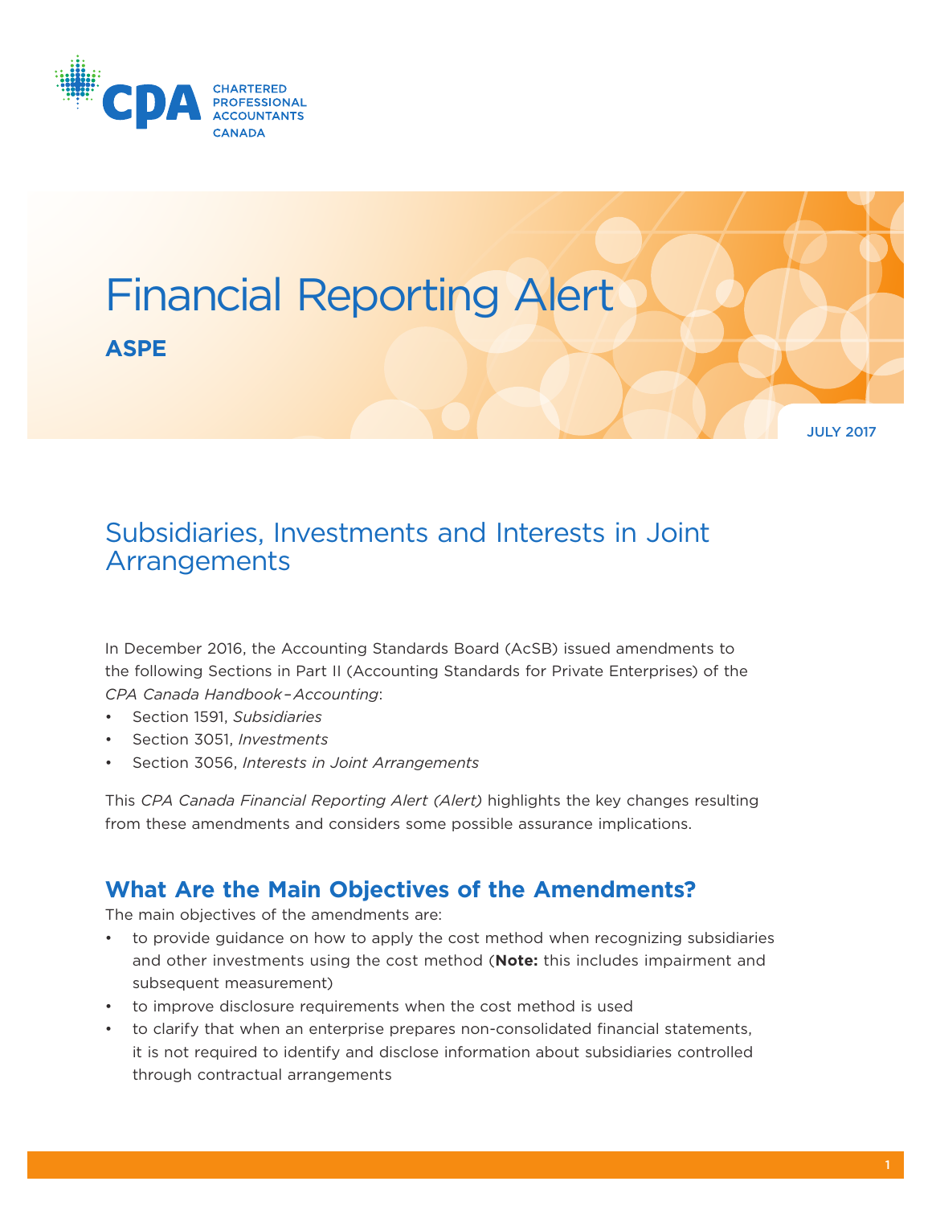CHARTERED PROFESSIONAL ACCOUNTANTS CANADA

# Financial Reporting Alert

**ASPE**

JULY 2017

## Subsidiaries, Investments and Interests in Joint Arrangements

In December 2016, the Accounting Standards Board (AcSB) issued amendments to the following Sections in Part II (Accounting Standards for Private Enterprises) of the *CPA Canada Handbook – Accounting*:

- Section 1591, *Subsidiaries*
- Section 3051, *Investments*
- Section 3056, *Interests in Joint Arrangements*

This *CPA Canada Financial Reporting Alert (Alert)* highlights the key changes resulting from these amendments and considers some possible assurance implications.

## What Are the Main Objectives of the Amendments?

The main objectives of the amendments are:

- to provide guidance on how to apply the cost method when recognizing subsidiaries and other investments using the cost method (**Note:** this includes impairment and subsequent measurement)
- to improve disclosure requirements when the cost method is used
- to clarify that when an enterprise prepares non-consolidated financial statements, it is not required to identify and disclose information about subsidiaries controlled through contractual arrangements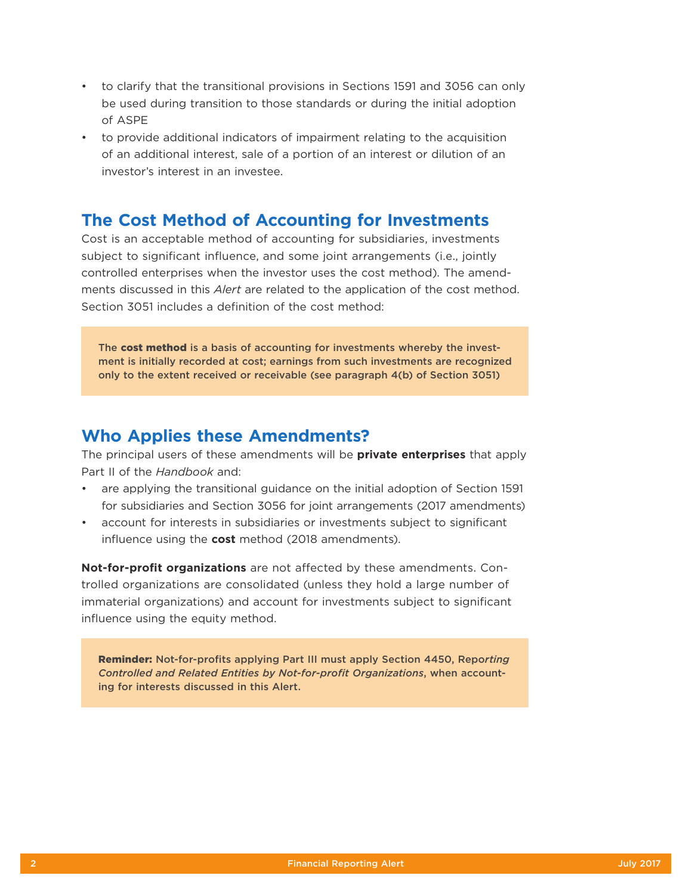- to clarify that the transitional provisions in Sections 1591 and 3056 can only be used during transition to those standards or during the initial adoption of ASPE
- to provide additional indicators of impairment relating to the acquisition of an additional interest, sale of a portion of an interest or dilution of an investor's interest in an investee.

## The Cost Method of Accounting for Investments

Cost is an acceptable method of accounting for subsidiaries, investments subject to significant influence, and some joint arrangements (i.e., jointly controlled enterprises when the investor uses the cost method). The amendments discussed in this *Alert* are related to the application of the cost method. Section 3051 includes a definition of the cost method:

> **The cost method is a basis of accounting for investments whereby the investment is initially recorded at cost; earnings from such investments are recognized only to the extent received or receivable (see paragraph 4(b) of Section 3051)**

## Who Applies these Amendments?

The principal users of these amendments will be **private enterprises** that apply Part II of the *Handbook* and:

- are applying the transitional guidance on the initial adoption of Section 1591 for subsidiaries and Section 3056 for joint arrangements (2017 amendments)
- account for interests in subsidiaries or investments subject to significant influence using the **cost** method (2018 amendments).

**Not-for-profit organizations** are not affected by these amendments. Controlled organizations are consolidated (unless they hold a large number of immaterial organizations) and account for investments subject to significant influence using the equity method.

> **Reminder:** Not-for-profits applying Part III must apply Section 4450, Repo*rting Controlled and Related Entities by Not-for-profit Organizations*, when accounting for interests discussed in this Alert.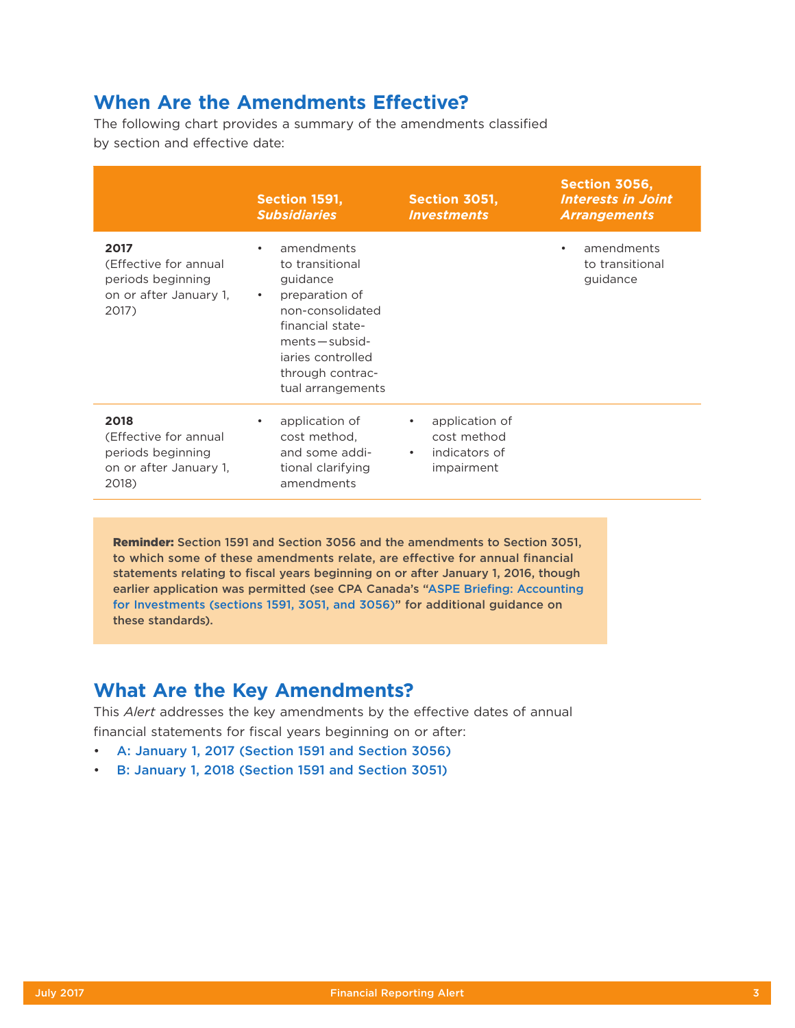## When Are the Amendments Effective?

The following chart provides a summary of the amendments classified by section and effective date:

| | Section 1591, *Subsidiaries* | Section 3051, *Investments* | Section 3056, *Interests in Joint Arrangements* |
|---|---|---|---|
| **2017** (Effective for annual periods beginning on or after January 1, 2017) | • amendments to transitional guidance<br>• preparation of non-consolidated financial statements—subsidiaries controlled through contractual arrangements | | • amendments to transitional guidance |
| **2018** (Effective for annual periods beginning on or after January 1, 2018) | • application of cost method, and some additional clarifying amendments | • application of cost method<br>• indicators of impairment | |

**Reminder: Section 1591 and Section 3056 and the amendments to Section 3051, to which some of these amendments relate, are effective for annual financial statements relating to fiscal years beginning on or after January 1, 2016, though earlier application was permitted (see CPA Canada's "ASPE Briefing: Accounting for Investments (sections 1591, 3051, and 3056)" for additional guidance on these standards).**

## What Are the Key Amendments?

This *Alert* addresses the key amendments by the effective dates of annual financial statements for fiscal years beginning on or after:

- A: January 1, 2017 (Section 1591 and Section 3056)
- B: January 1, 2018 (Section 1591 and Section 3051)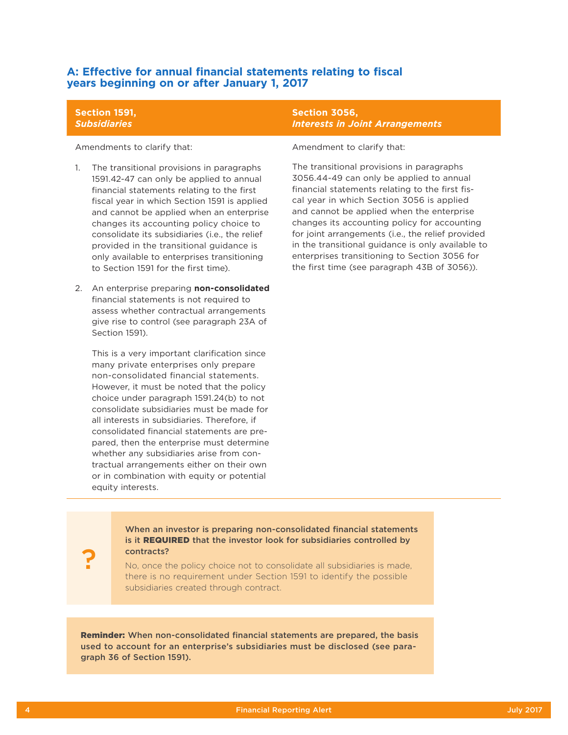## A: Effective for annual financial statements relating to fiscal years beginning on or after January 1, 2017

### Section 1591, *Subsidiaries*

Amendments to clarify that:

1. The transitional provisions in paragraphs 1591.42-47 can only be applied to annual financial statements relating to the first fiscal year in which Section 1591 is applied and cannot be applied when an enterprise changes its accounting policy choice to consolidate its subsidiaries (i.e., the relief provided in the transitional guidance is only available to enterprises transitioning to Section 1591 for the first time).

2. An enterprise preparing **non-consolidated** financial statements is not required to assess whether contractual arrangements give rise to control (see paragraph 23A of Section 1591).

   This is a very important clarification since many private enterprises only prepare non-consolidated financial statements. However, it must be noted that the policy choice under paragraph 1591.24(b) to not consolidate subsidiaries must be made for all interests in subsidiaries. Therefore, if consolidated financial statements are prepared, then the enterprise must determine whether any subsidiaries arise from contractual arrangements either on their own or in combination with equity or potential equity interests.

### Section 3056, *Interests in Joint Arrangements*

Amendment to clarify that:

The transitional provisions in paragraphs 3056.44-49 can only be applied to annual financial statements relating to the first fiscal year in which Section 3056 is applied and cannot be applied when the enterprise changes its accounting policy for accounting for joint arrangements (i.e., the relief provided in the transitional guidance is only available to enterprises transitioning to Section 3056 for the first time (see paragraph 43B of 3056)).

---

**?**

**When an investor is preparing non-consolidated financial statements is it REQUIRED that the investor look for subsidiaries controlled by contracts?**

No, once the policy choice not to consolidate all subsidiaries is made, there is no requirement under Section 1591 to identify the possible subsidiaries created through contract.

**Reminder: When non-consolidated financial statements are prepared, the basis used to account for an enterprise's subsidiaries must be disclosed (see paragraph 36 of Section 1591).**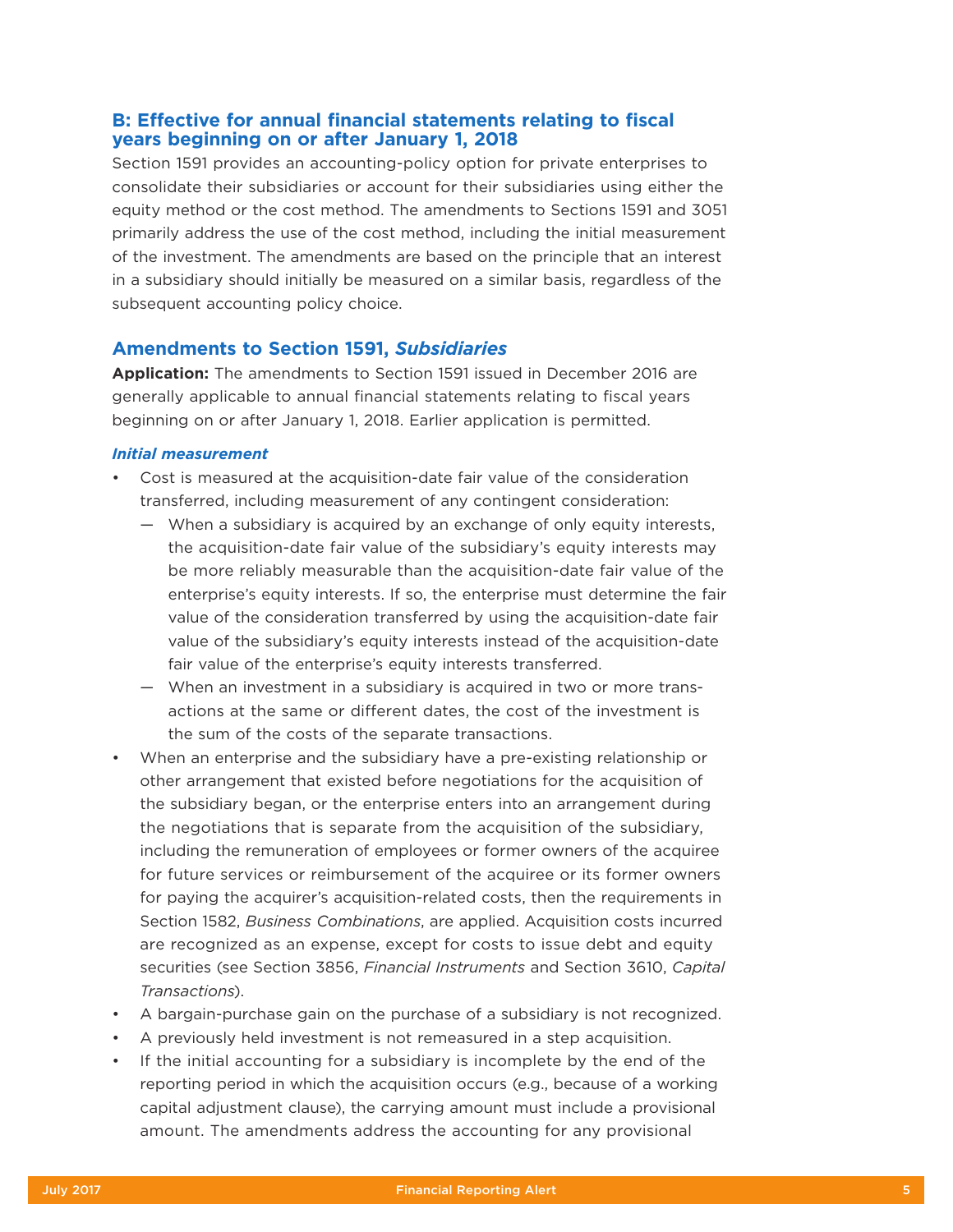## B: Effective for annual financial statements relating to fiscal years beginning on or after January 1, 2018

Section 1591 provides an accounting-policy option for private enterprises to consolidate their subsidiaries or account for their subsidiaries using either the equity method or the cost method. The amendments to Sections 1591 and 3051 primarily address the use of the cost method, including the initial measurement of the investment. The amendments are based on the principle that an interest in a subsidiary should initially be measured on a similar basis, regardless of the subsequent accounting policy choice.

### Amendments to Section 1591, *Subsidiaries*

**Application:** The amendments to Section 1591 issued in December 2016 are generally applicable to annual financial statements relating to fiscal years beginning on or after January 1, 2018. Earlier application is permitted.

#### *Initial measurement*

- Cost is measured at the acquisition-date fair value of the consideration transferred, including measurement of any contingent consideration:
  - When a subsidiary is acquired by an exchange of only equity interests, the acquisition-date fair value of the subsidiary's equity interests may be more reliably measurable than the acquisition-date fair value of the enterprise's equity interests. If so, the enterprise must determine the fair value of the consideration transferred by using the acquisition-date fair value of the subsidiary's equity interests instead of the acquisition-date fair value of the enterprise's equity interests transferred.
  - When an investment in a subsidiary is acquired in two or more transactions at the same or different dates, the cost of the investment is the sum of the costs of the separate transactions.
- When an enterprise and the subsidiary have a pre-existing relationship or other arrangement that existed before negotiations for the acquisition of the subsidiary began, or the enterprise enters into an arrangement during the negotiations that is separate from the acquisition of the subsidiary, including the remuneration of employees or former owners of the acquiree for future services or reimbursement of the acquiree or its former owners for paying the acquirer's acquisition-related costs, then the requirements in Section 1582, *Business Combinations*, are applied. Acquisition costs incurred are recognized as an expense, except for costs to issue debt and equity securities (see Section 3856, *Financial Instruments* and Section 3610, *Capital Transactions*).
- A bargain-purchase gain on the purchase of a subsidiary is not recognized.
- A previously held investment is not remeasured in a step acquisition.
- If the initial accounting for a subsidiary is incomplete by the end of the reporting period in which the acquisition occurs (e.g., because of a working capital adjustment clause), the carrying amount must include a provisional amount. The amendments address the accounting for any provisional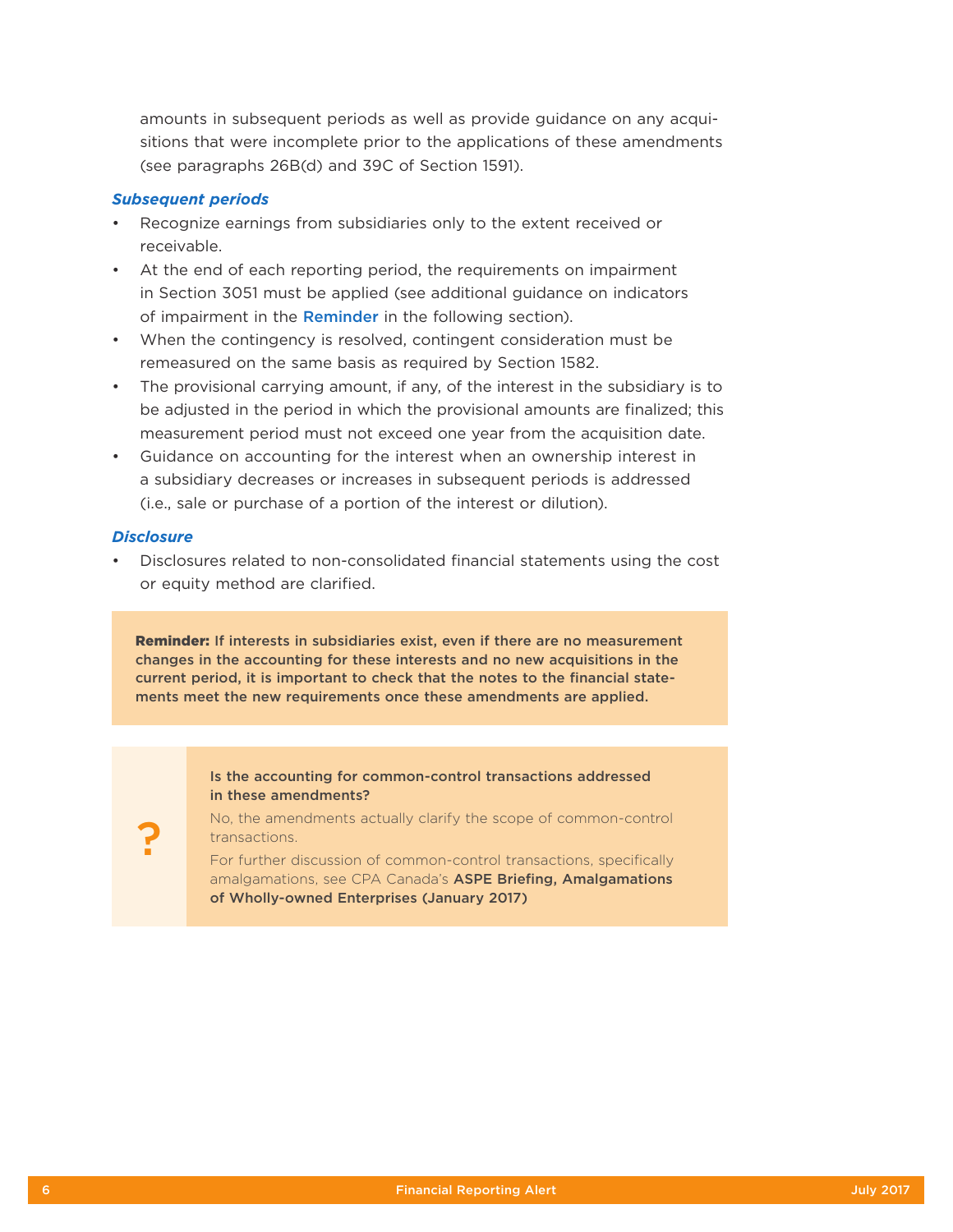amounts in subsequent periods as well as provide guidance on any acquisitions that were incomplete prior to the applications of these amendments (see paragraphs 26B(d) and 39C of Section 1591).

***Subsequent periods***

- Recognize earnings from subsidiaries only to the extent received or receivable.
- At the end of each reporting period, the requirements on impairment in Section 3051 must be applied (see additional guidance on indicators of impairment in the **Reminder** in the following section).
- When the contingency is resolved, contingent consideration must be remeasured on the same basis as required by Section 1582.
- The provisional carrying amount, if any, of the interest in the subsidiary is to be adjusted in the period in which the provisional amounts are finalized; this measurement period must not exceed one year from the acquisition date.
- Guidance on accounting for the interest when an ownership interest in a subsidiary decreases or increases in subsequent periods is addressed (i.e., sale or purchase of a portion of the interest or dilution).

***Disclosure***

- Disclosures related to non-consolidated financial statements using the cost or equity method are clarified.

> **Reminder: If interests in subsidiaries exist, even if there are no measurement changes in the accounting for these interests and no new acquisitions in the current period, it is important to check that the notes to the financial statements meet the new requirements once these amendments are applied.**

> ?
>
> **Is the accounting for common-control transactions addressed in these amendments?**
>
> No, the amendments actually clarify the scope of common-control transactions.
>
> For further discussion of common-control transactions, specifically amalgamations, see CPA Canada's **ASPE Briefing, Amalgamations of Wholly-owned Enterprises (January 2017)**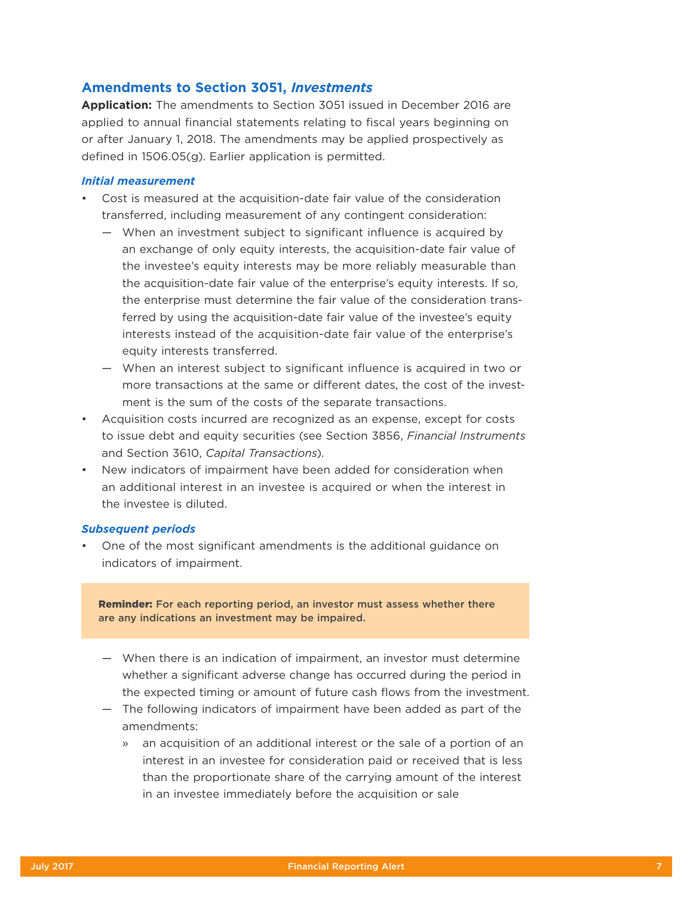## Amendments to Section 3051, *Investments*

**Application:** The amendments to Section 3051 issued in December 2016 are applied to annual financial statements relating to fiscal years beginning on or after January 1, 2018. The amendments may be applied prospectively as defined in 1506.05(g). Earlier application is permitted.

### *Initial measurement*

- Cost is measured at the acquisition-date fair value of the consideration transferred, including measurement of any contingent consideration:
  - When an investment subject to significant influence is acquired by an exchange of only equity interests, the acquisition-date fair value of the investee's equity interests may be more reliably measurable than the acquisition-date fair value of the enterprise's equity interests. If so, the enterprise must determine the fair value of the consideration transferred by using the acquisition-date fair value of the investee's equity interests instead of the acquisition-date fair value of the enterprise's equity interests transferred.
  - When an interest subject to significant influence is acquired in two or more transactions at the same or different dates, the cost of the investment is the sum of the costs of the separate transactions.
- Acquisition costs incurred are recognized as an expense, except for costs to issue debt and equity securities (see Section 3856, *Financial Instruments* and Section 3610, *Capital Transactions*).
- New indicators of impairment have been added for consideration when an additional interest in an investee is acquired or when the interest in the investee is diluted.

### *Subsequent periods*

- One of the most significant amendments is the additional guidance on indicators of impairment.

> **Reminder:** For each reporting period, an investor must assess whether there are any indications an investment may be impaired.

  - When there is an indication of impairment, an investor must determine whether a significant adverse change has occurred during the period in the expected timing or amount of future cash flows from the investment.
  - The following indicators of impairment have been added as part of the amendments:
    - an acquisition of an additional interest or the sale of a portion of an interest in an investee for consideration paid or received that is less than the proportionate share of the carrying amount of the interest in an investee immediately before the acquisition or sale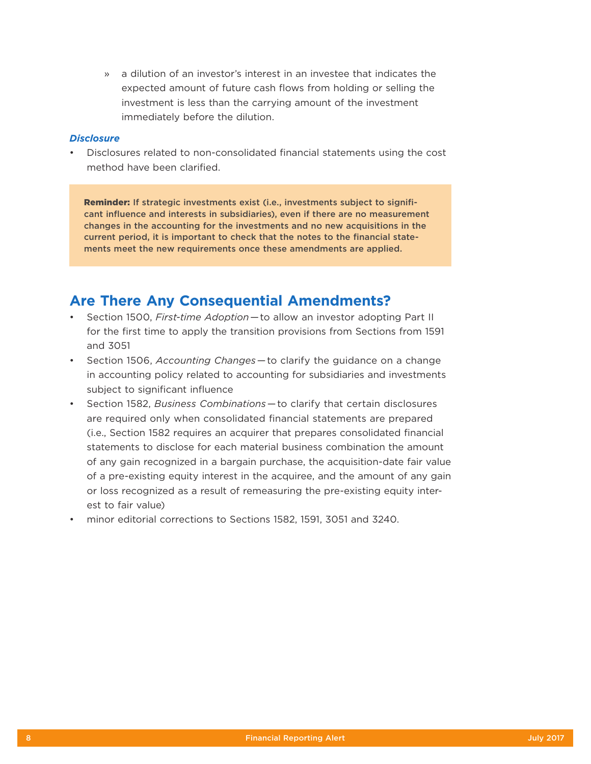» a dilution of an investor's interest in an investee that indicates the expected amount of future cash flows from holding or selling the investment is less than the carrying amount of the investment immediately before the dilution.

***Disclosure***

- Disclosures related to non-consolidated financial statements using the cost method have been clarified.

> **Reminder: If strategic investments exist (i.e., investments subject to significant influence and interests in subsidiaries), even if there are no measurement changes in the accounting for the investments and no new acquisitions in the current period, it is important to check that the notes to the financial statements meet the new requirements once these amendments are applied.**

## Are There Any Consequential Amendments?

- Section 1500, *First-time Adoption*—to allow an investor adopting Part II for the first time to apply the transition provisions from Sections from 1591 and 3051
- Section 1506, *Accounting Changes*—to clarify the guidance on a change in accounting policy related to accounting for subsidiaries and investments subject to significant influence
- Section 1582, *Business Combinations*—to clarify that certain disclosures are required only when consolidated financial statements are prepared (i.e., Section 1582 requires an acquirer that prepares consolidated financial statements to disclose for each material business combination the amount of any gain recognized in a bargain purchase, the acquisition-date fair value of a pre-existing equity interest in the acquiree, and the amount of any gain or loss recognized as a result of remeasuring the pre-existing equity interest to fair value)
- minor editorial corrections to Sections 1582, 1591, 3051 and 3240.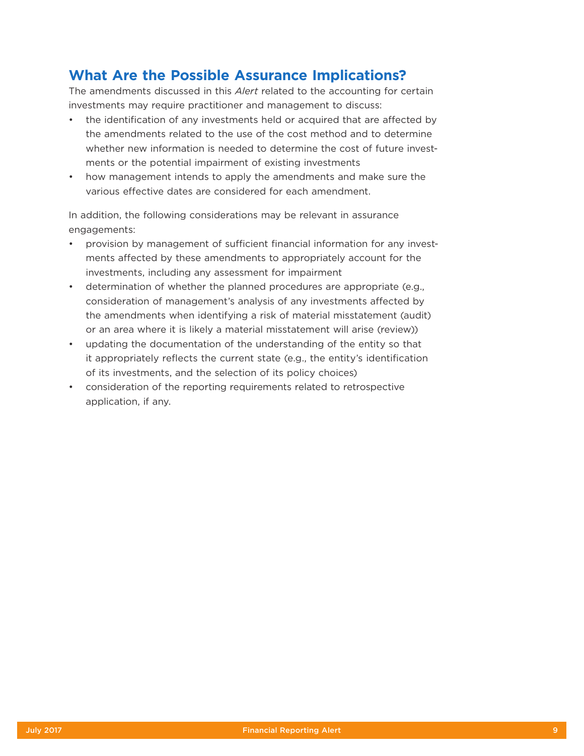## What Are the Possible Assurance Implications?

The amendments discussed in this *Alert* related to the accounting for certain investments may require practitioner and management to discuss:

- the identification of any investments held or acquired that are affected by the amendments related to the use of the cost method and to determine whether new information is needed to determine the cost of future investments or the potential impairment of existing investments
- how management intends to apply the amendments and make sure the various effective dates are considered for each amendment.

In addition, the following considerations may be relevant in assurance engagements:

- provision by management of sufficient financial information for any investments affected by these amendments to appropriately account for the investments, including any assessment for impairment
- determination of whether the planned procedures are appropriate (e.g., consideration of management's analysis of any investments affected by the amendments when identifying a risk of material misstatement (audit) or an area where it is likely a material misstatement will arise (review))
- updating the documentation of the understanding of the entity so that it appropriately reflects the current state (e.g., the entity's identification of its investments, and the selection of its policy choices)
- consideration of the reporting requirements related to retrospective application, if any.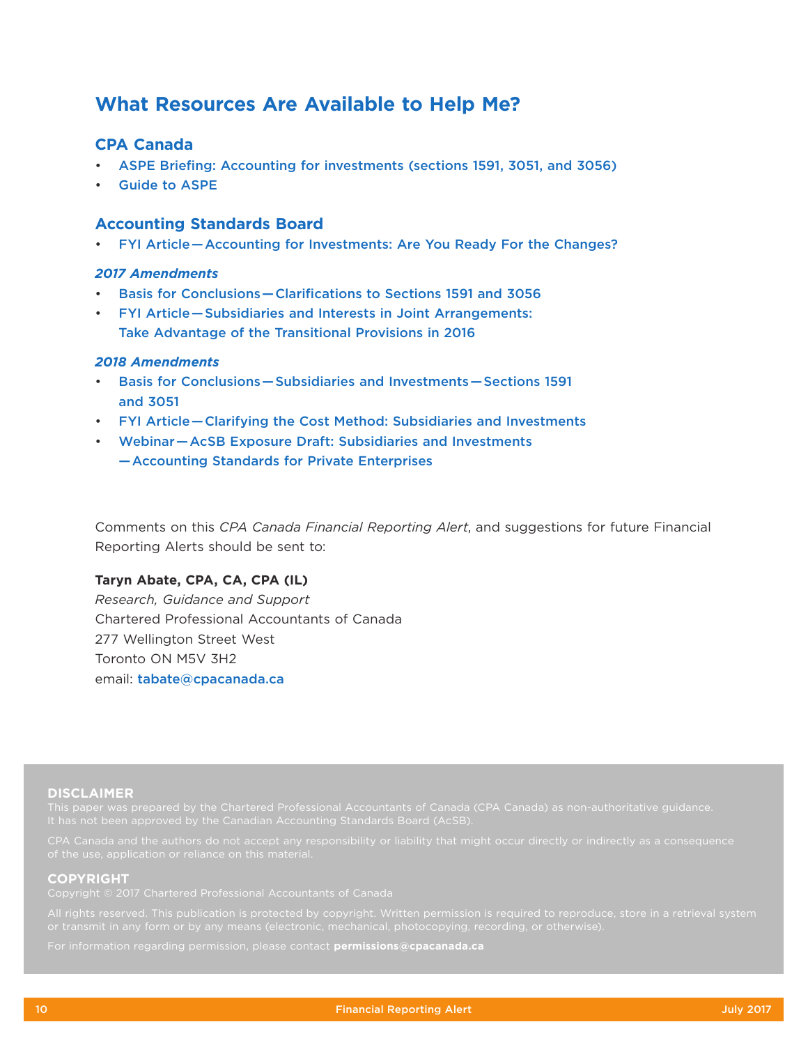## What Resources Are Available to Help Me?

### CPA Canada

- ASPE Briefing: Accounting for investments (sections 1591, 3051, and 3056)
- Guide to ASPE

### Accounting Standards Board

- FYI Article—Accounting for Investments: Are You Ready For the Changes?

#### *2017 Amendments*

- Basis for Conclusions—Clarifications to Sections 1591 and 3056
- FYI Article—Subsidiaries and Interests in Joint Arrangements: Take Advantage of the Transitional Provisions in 2016

#### *2018 Amendments*

- Basis for Conclusions—Subsidiaries and Investments—Sections 1591 and 3051
- FYI Article—Clarifying the Cost Method: Subsidiaries and Investments
- Webinar—AcSB Exposure Draft: Subsidiaries and Investments —Accounting Standards for Private Enterprises

Comments on this *CPA Canada Financial Reporting Alert*, and suggestions for future Financial Reporting Alerts should be sent to:

**Taryn Abate, CPA, CA, CPA (IL)**
*Research, Guidance and Support*
Chartered Professional Accountants of Canada
277 Wellington Street West
Toronto ON M5V 3H2
email: tabate@cpacanada.ca

**DISCLAIMER**

This paper was prepared by the Chartered Professional Accountants of Canada (CPA Canada) as non-authoritative guidance. It has not been approved by the Canadian Accounting Standards Board (AcSB).

CPA Canada and the authors do not accept any responsibility or liability that might occur directly or indirectly as a consequence of the use, application or reliance on this material.

**COPYRIGHT**

Copyright © 2017 Chartered Professional Accountants of Canada

All rights reserved. This publication is protected by copyright. Written permission is required to reproduce, store in a retrieval system or transmit in any form or by any means (electronic, mechanical, photocopying, recording, or otherwise).

For information regarding permission, please contact **permissions@cpacanada.ca**